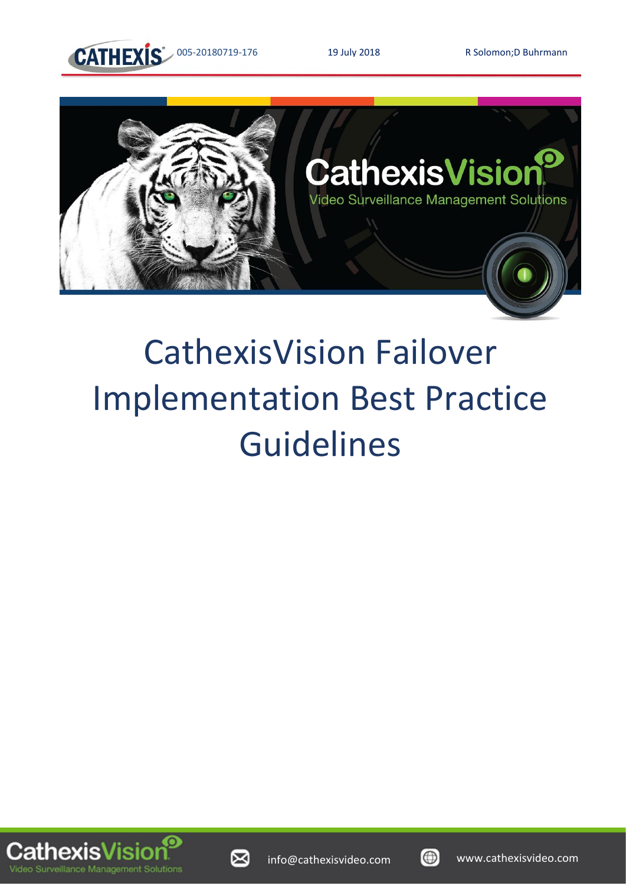005-20180719-176 19 July 2018 R Solomon;D Buhrmann

# CathexisVision Failover Implementation Best Practice Guidelines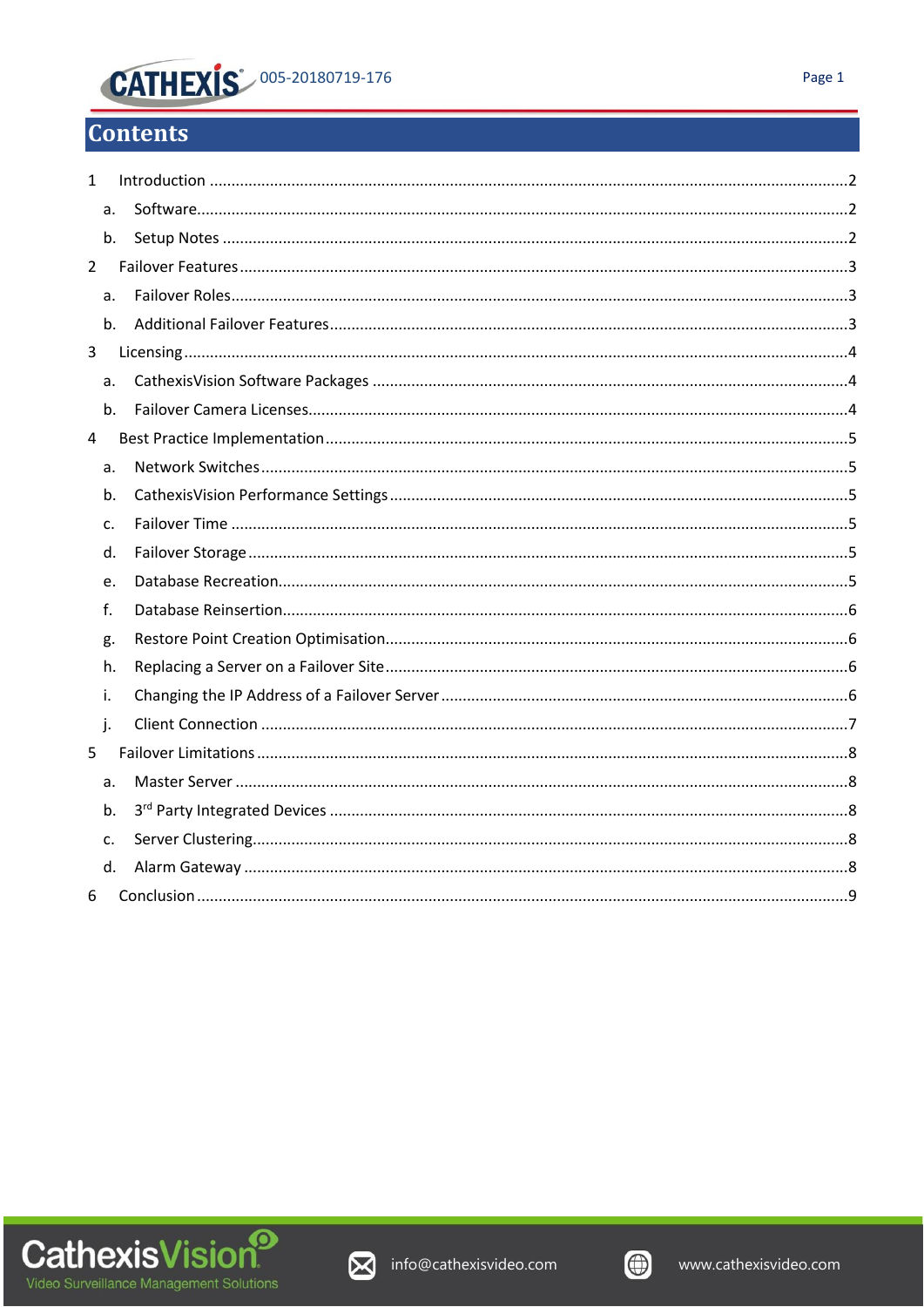# Contents

1 Introduction ....................................................................................................................................2

a. Software.........................................................................................................................................2

b. Setup Notes ...................................................................................................................................2

2 Failover Features ..............................................................................................................................3

a. Failover Roles................................................................................................................................3

b. Additional Failover Features..........................................................................................................3

3 Licensing ...........................................................................................................................................4

a. CathexisVision Software Packages ...............................................................................................4

b. Failover Camera Licenses..............................................................................................................4

4 Best Practice Implementation ..........................................................................................................5

a. Network Switches .........................................................................................................................5

b. CathexisVision Performance Settings ...........................................................................................5

c. Failover Time ................................................................................................................................5

d. Failover Storage ............................................................................................................................5

e. Database Recreation......................................................................................................................5

f. Database Reinsertion.....................................................................................................................6

g. Restore Point Creation Optimisation.............................................................................................6

h. Replacing a Server on a Failover Site.............................................................................................6

i. Changing the IP Address of a Failover Server ...............................................................................6

j. Client Connection .........................................................................................................................7

5 Failover Limitations ..........................................................................................................................8

a. Master Server ...............................................................................................................................8

b. 3rd Party Integrated Devices .........................................................................................................8

c. Server Clustering...........................................................................................................................8

d. Alarm Gateway .............................................................................................................................8

6 Conclusion ........................................................................................................................................9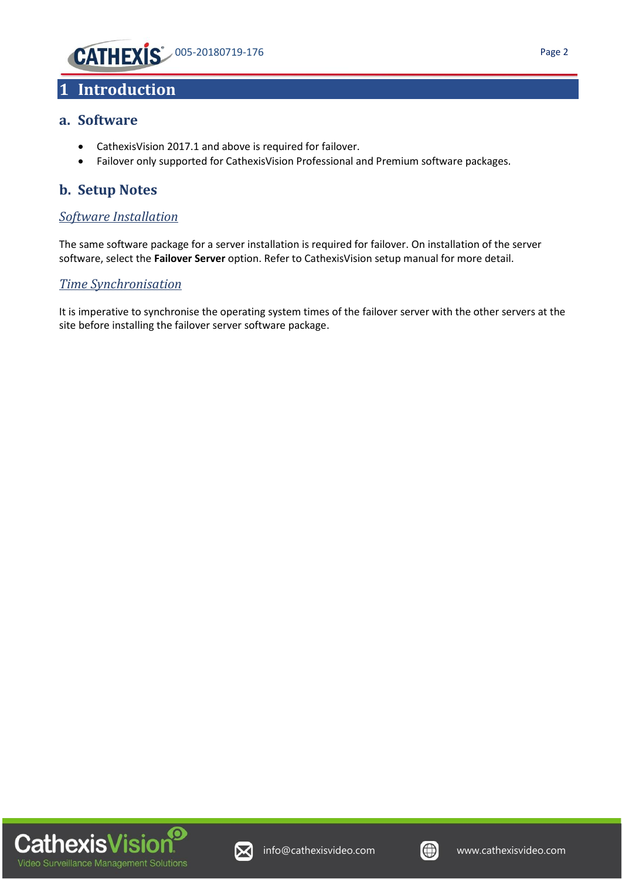# 1 Introduction

## a. Software

- CathexisVision 2017.1 and above is required for failover.
- Failover only supported for CathexisVision Professional and Premium software packages.

## b. Setup Notes

### *Software Installation*

The same software package for a server installation is required for failover. On installation of the server software, select the **Failover Server** option. Refer to CathexisVision setup manual for more detail.

### *Time Synchronisation*

It is imperative to synchronise the operating system times of the failover server with the other servers at the site before installing the failover server software package.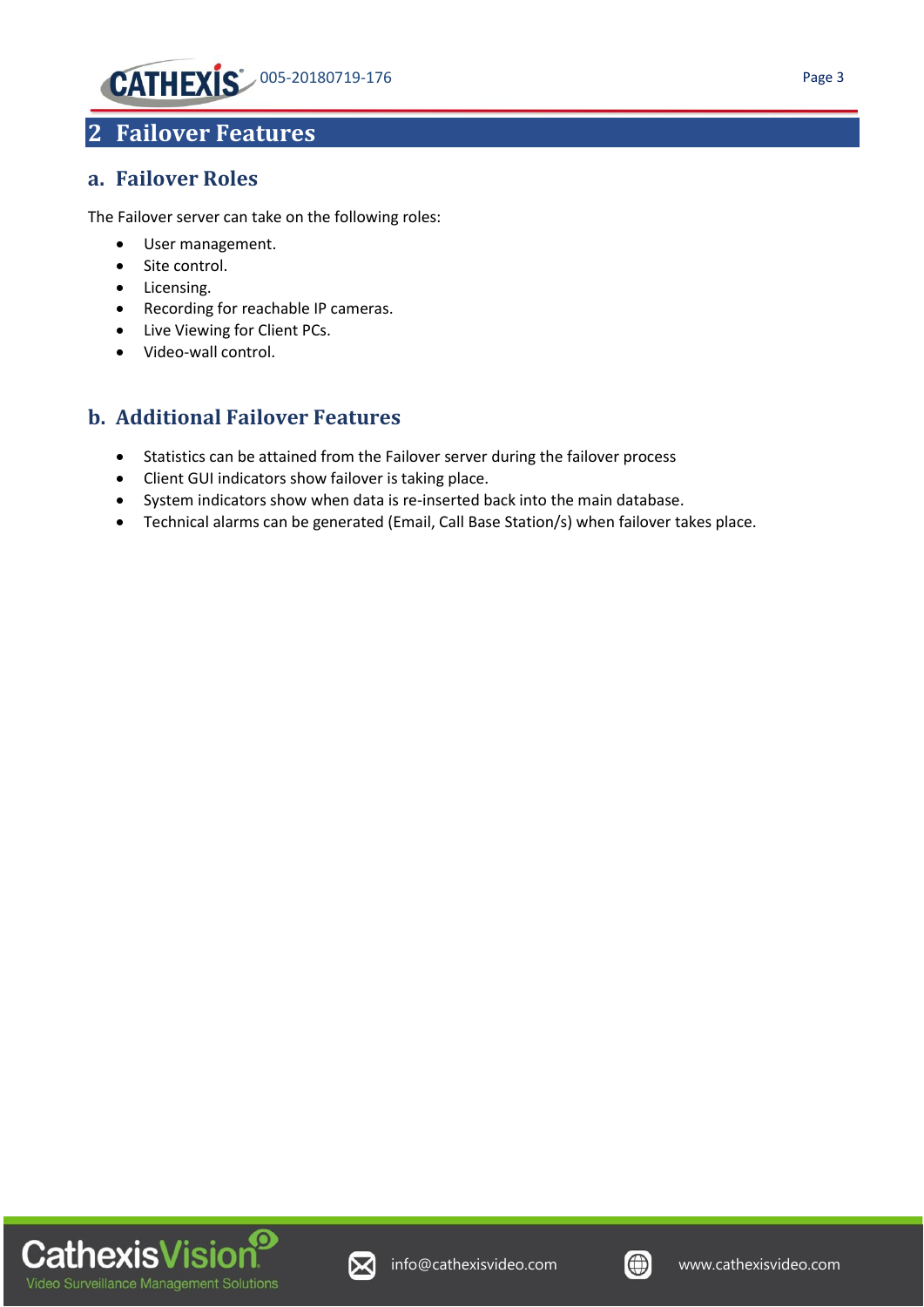# 2 Failover Features

## a. Failover Roles

The Failover server can take on the following roles:

- User management.
- Site control.
- Licensing.
- Recording for reachable IP cameras.
- Live Viewing for Client PCs.
- Video-wall control.

## b. Additional Failover Features

- Statistics can be attained from the Failover server during the failover process
- Client GUI indicators show failover is taking place.
- System indicators show when data is re-inserted back into the main database.
- Technical alarms can be generated (Email, Call Base Station/s) when failover takes place.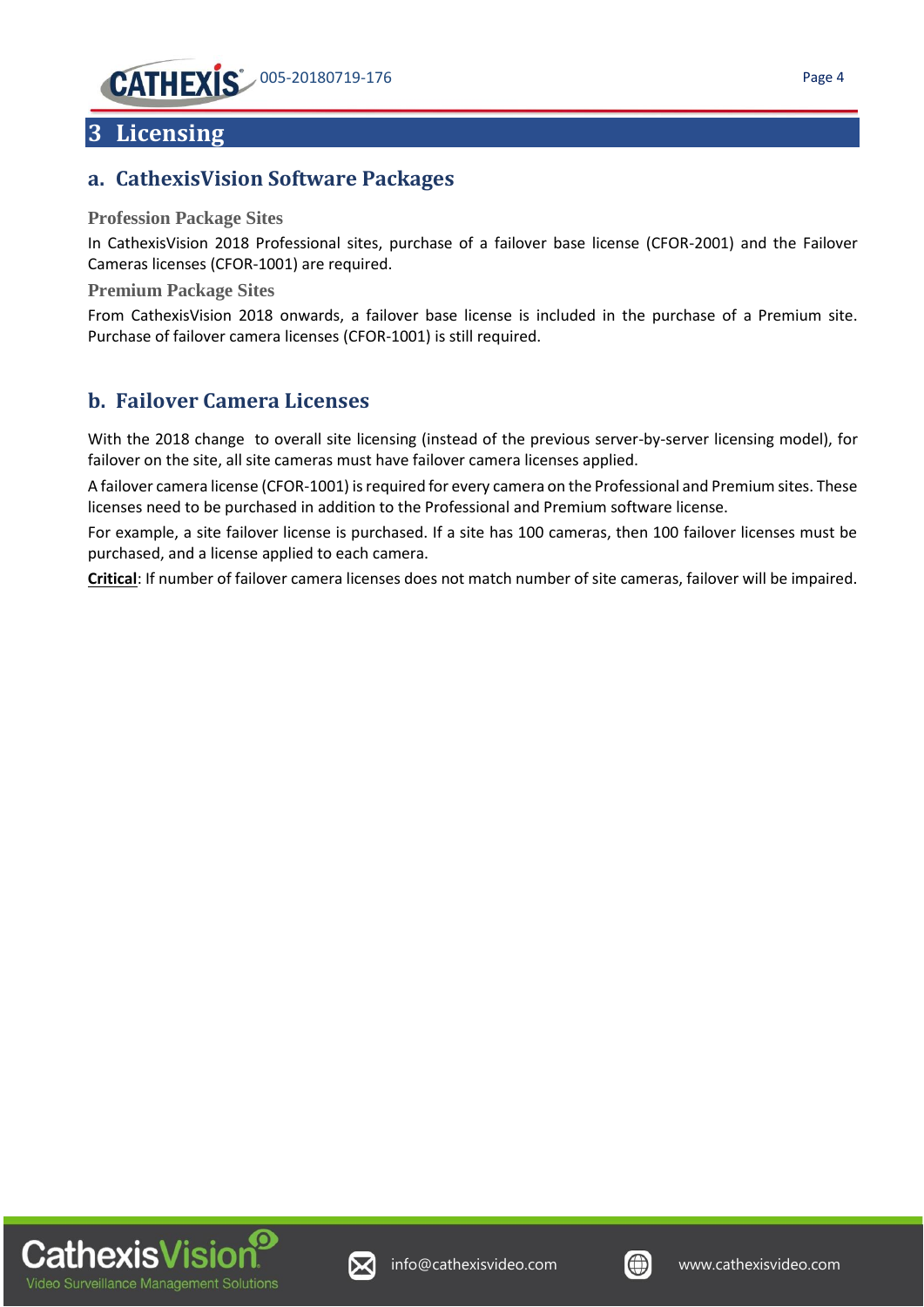# 3 Licensing

## a. CathexisVision Software Packages

### Profession Package Sites

In CathexisVision 2018 Professional sites, purchase of a failover base license (CFOR-2001) and the Failover Cameras licenses (CFOR-1001) are required.

### Premium Package Sites

From CathexisVision 2018 onwards, a failover base license is included in the purchase of a Premium site. Purchase of failover camera licenses (CFOR-1001) is still required.

## b. Failover Camera Licenses

With the 2018 change to overall site licensing (instead of the previous server-by-server licensing model), for failover on the site, all site cameras must have failover camera licenses applied.

A failover camera license (CFOR-1001) is required for every camera on the Professional and Premium sites. These licenses need to be purchased in addition to the Professional and Premium software license.

For example, a site failover license is purchased. If a site has 100 cameras, then 100 failover licenses must be purchased, and a license applied to each camera.

**Critical**: If number of failover camera licenses does not match number of site cameras, failover will be impaired.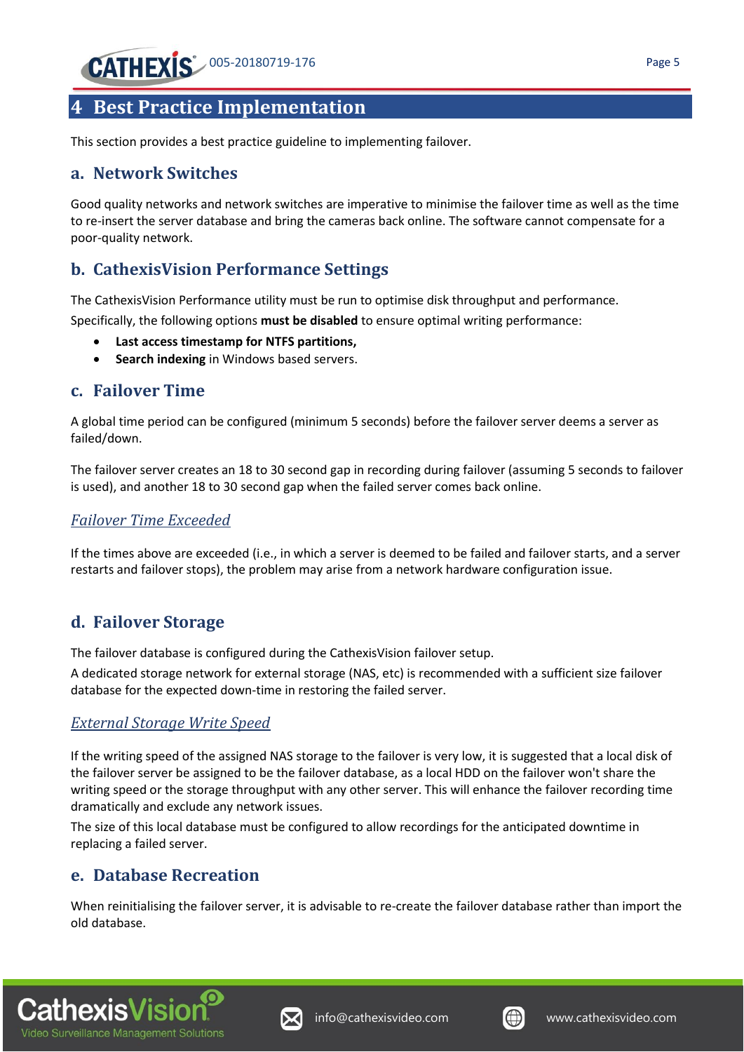# 4 Best Practice Implementation

This section provides a best practice guideline to implementing failover.

## a. Network Switches

Good quality networks and network switches are imperative to minimise the failover time as well as the time to re-insert the server database and bring the cameras back online. The software cannot compensate for a poor-quality network.

## b. CathexisVision Performance Settings

The CathexisVision Performance utility must be run to optimise disk throughput and performance.

Specifically, the following options **must be disabled** to ensure optimal writing performance:

- **Last access timestamp for NTFS partitions,**
- **Search indexing** in Windows based servers.

## c. Failover Time

A global time period can be configured (minimum 5 seconds) before the failover server deems a server as failed/down.

The failover server creates an 18 to 30 second gap in recording during failover (assuming 5 seconds to failover is used), and another 18 to 30 second gap when the failed server comes back online.

### *Failover Time Exceeded*

If the times above are exceeded (i.e., in which a server is deemed to be failed and failover starts, and a server restarts and failover stops), the problem may arise from a network hardware configuration issue.

## d. Failover Storage

The failover database is configured during the CathexisVision failover setup.

A dedicated storage network for external storage (NAS, etc) is recommended with a sufficient size failover database for the expected down-time in restoring the failed server.

### *External Storage Write Speed*

If the writing speed of the assigned NAS storage to the failover is very low, it is suggested that a local disk of the failover server be assigned to be the failover database, as a local HDD on the failover won't share the writing speed or the storage throughput with any other server. This will enhance the failover recording time dramatically and exclude any network issues.

The size of this local database must be configured to allow recordings for the anticipated downtime in replacing a failed server.

## e. Database Recreation

When reinitialising the failover server, it is advisable to re-create the failover database rather than import the old database.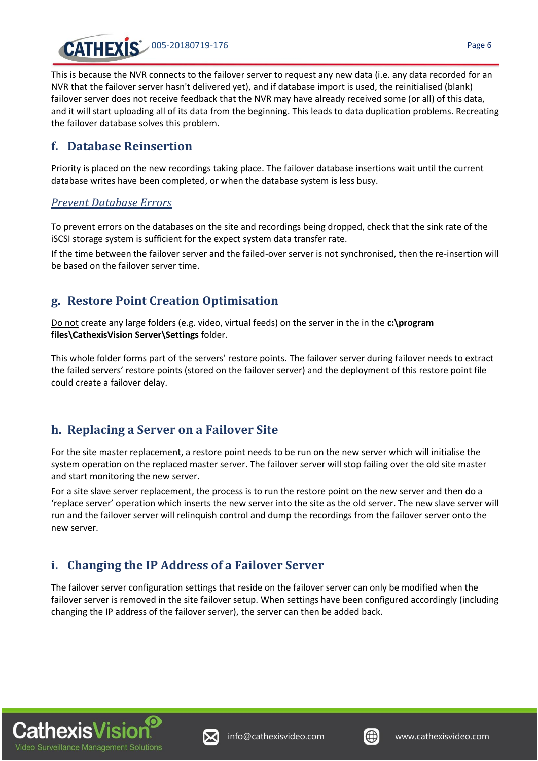This is because the NVR connects to the failover server to request any new data (i.e. any data recorded for an NVR that the failover server hasn't delivered yet), and if database import is used, the reinitialised (blank) failover server does not receive feedback that the NVR may have already received some (or all) of this data, and it will start uploading all of its data from the beginning. This leads to data duplication problems. Recreating the failover database solves this problem.

## f. Database Reinsertion

Priority is placed on the new recordings taking place. The failover database insertions wait until the current database writes have been completed, or when the database system is less busy.

### *Prevent Database Errors*

To prevent errors on the databases on the site and recordings being dropped, check that the sink rate of the iSCSI storage system is sufficient for the expect system data transfer rate.

If the time between the failover server and the failed-over server is not synchronised, then the re-insertion will be based on the failover server time.

## g. Restore Point Creation Optimisation

Do not create any large folders (e.g. video, virtual feeds) on the server in the in the **c:\program files\CathexisVision Server\Settings** folder.

This whole folder forms part of the servers' restore points. The failover server during failover needs to extract the failed servers' restore points (stored on the failover server) and the deployment of this restore point file could create a failover delay.

## h. Replacing a Server on a Failover Site

For the site master replacement, a restore point needs to be run on the new server which will initialise the system operation on the replaced master server. The failover server will stop failing over the old site master and start monitoring the new server.

For a site slave server replacement, the process is to run the restore point on the new server and then do a 'replace server' operation which inserts the new server into the site as the old server. The new slave server will run and the failover server will relinquish control and dump the recordings from the failover server onto the new server.

## i. Changing the IP Address of a Failover Server

The failover server configuration settings that reside on the failover server can only be modified when the failover server is removed in the site failover setup. When settings have been configured accordingly (including changing the IP address of the failover server), the server can then be added back.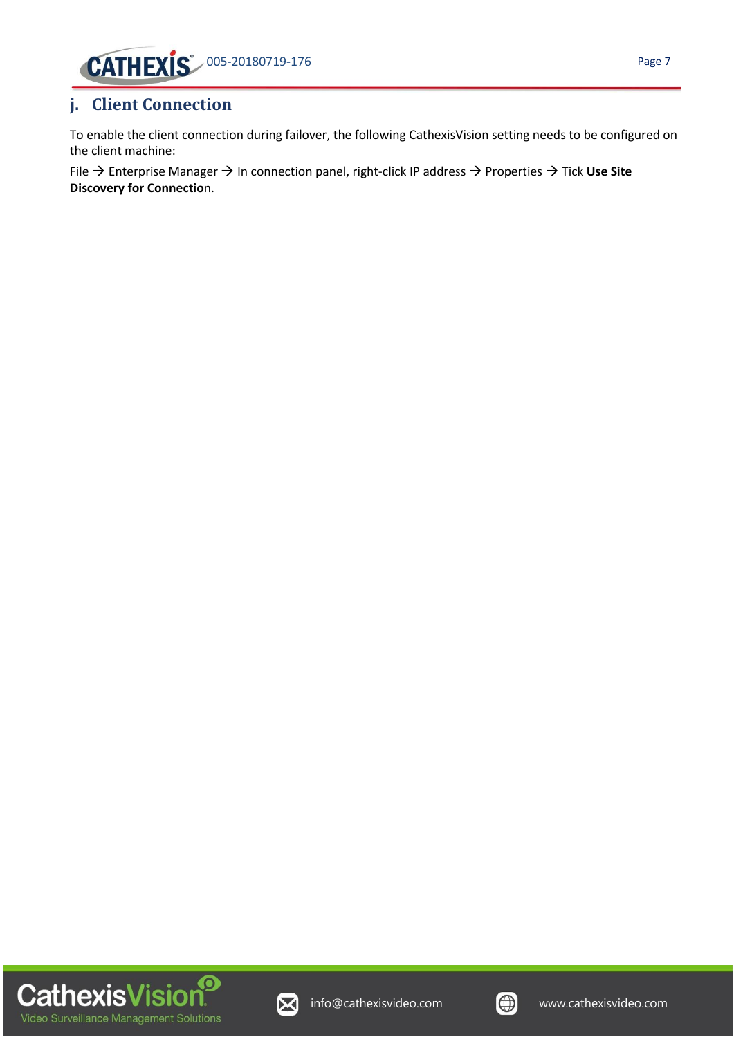## j. Client Connection

To enable the client connection during failover, the following CathexisVision setting needs to be configured on the client machine:

File → Enterprise Manager → In connection panel, right-click IP address → Properties → Tick **Use Site Discovery for Connectio**n.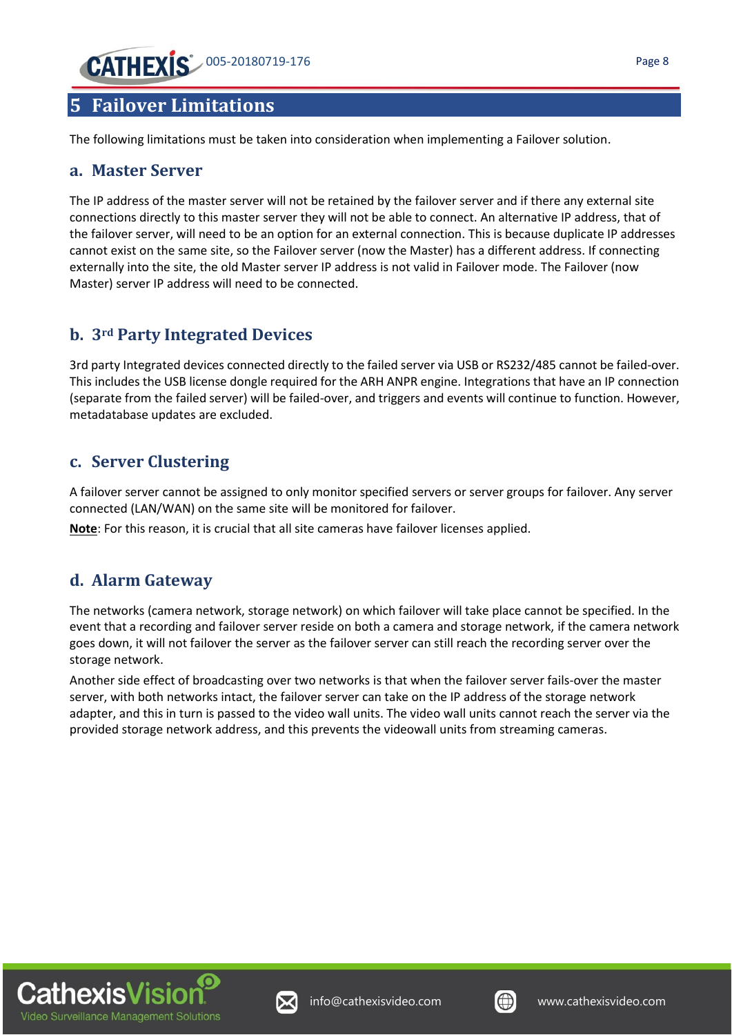# 5 Failover Limitations

The following limitations must be taken into consideration when implementing a Failover solution.

## a. Master Server

The IP address of the master server will not be retained by the failover server and if there any external site connections directly to this master server they will not be able to connect. An alternative IP address, that of the failover server, will need to be an option for an external connection. This is because duplicate IP addresses cannot exist on the same site, so the Failover server (now the Master) has a different address. If connecting externally into the site, the old Master server IP address is not valid in Failover mode. The Failover (now Master) server IP address will need to be connected.

## b. 3rd Party Integrated Devices

3rd party Integrated devices connected directly to the failed server via USB or RS232/485 cannot be failed-over. This includes the USB license dongle required for the ARH ANPR engine. Integrations that have an IP connection (separate from the failed server) will be failed-over, and triggers and events will continue to function. However, metadatabase updates are excluded.

## c. Server Clustering

A failover server cannot be assigned to only monitor specified servers or server groups for failover. Any server connected (LAN/WAN) on the same site will be monitored for failover.

**Note**: For this reason, it is crucial that all site cameras have failover licenses applied.

## d. Alarm Gateway

The networks (camera network, storage network) on which failover will take place cannot be specified. In the event that a recording and failover server reside on both a camera and storage network, if the camera network goes down, it will not failover the server as the failover server can still reach the recording server over the storage network.

Another side effect of broadcasting over two networks is that when the failover server fails-over the master server, with both networks intact, the failover server can take on the IP address of the storage network adapter, and this in turn is passed to the video wall units. The video wall units cannot reach the server via the provided storage network address, and this prevents the videowall units from streaming cameras.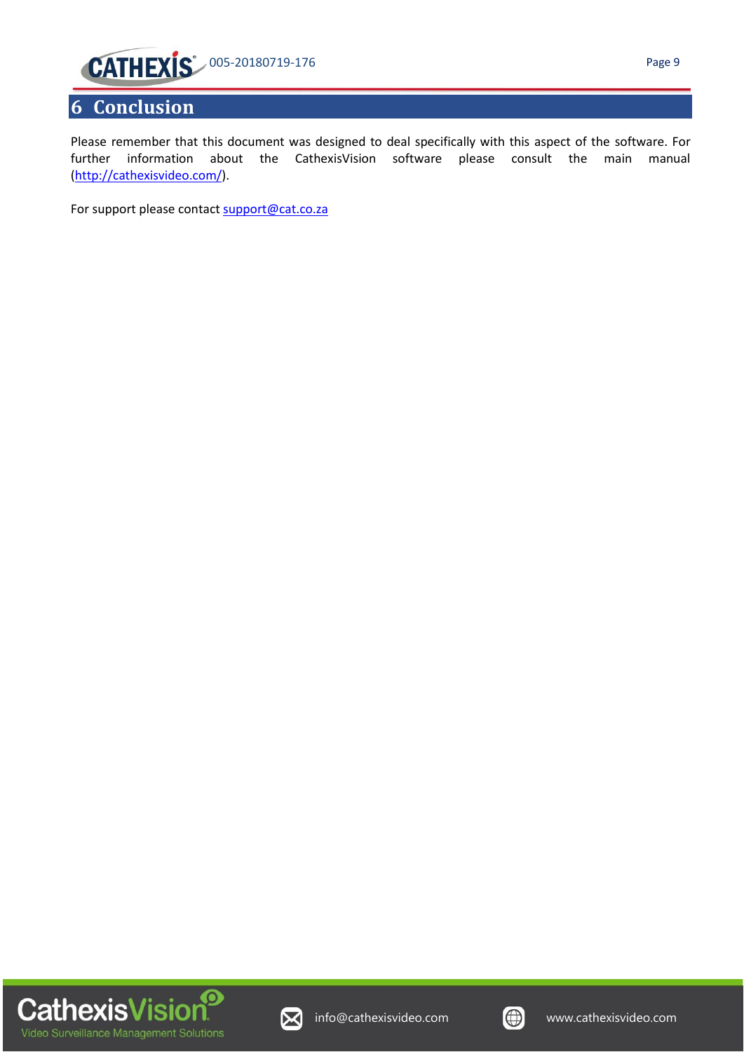# 6 Conclusion

Please remember that this document was designed to deal specifically with this aspect of the software. For further information about the CathexisVision software please consult the main manual (http://cathexisvideo.com/).

For support please contact support@cat.co.za